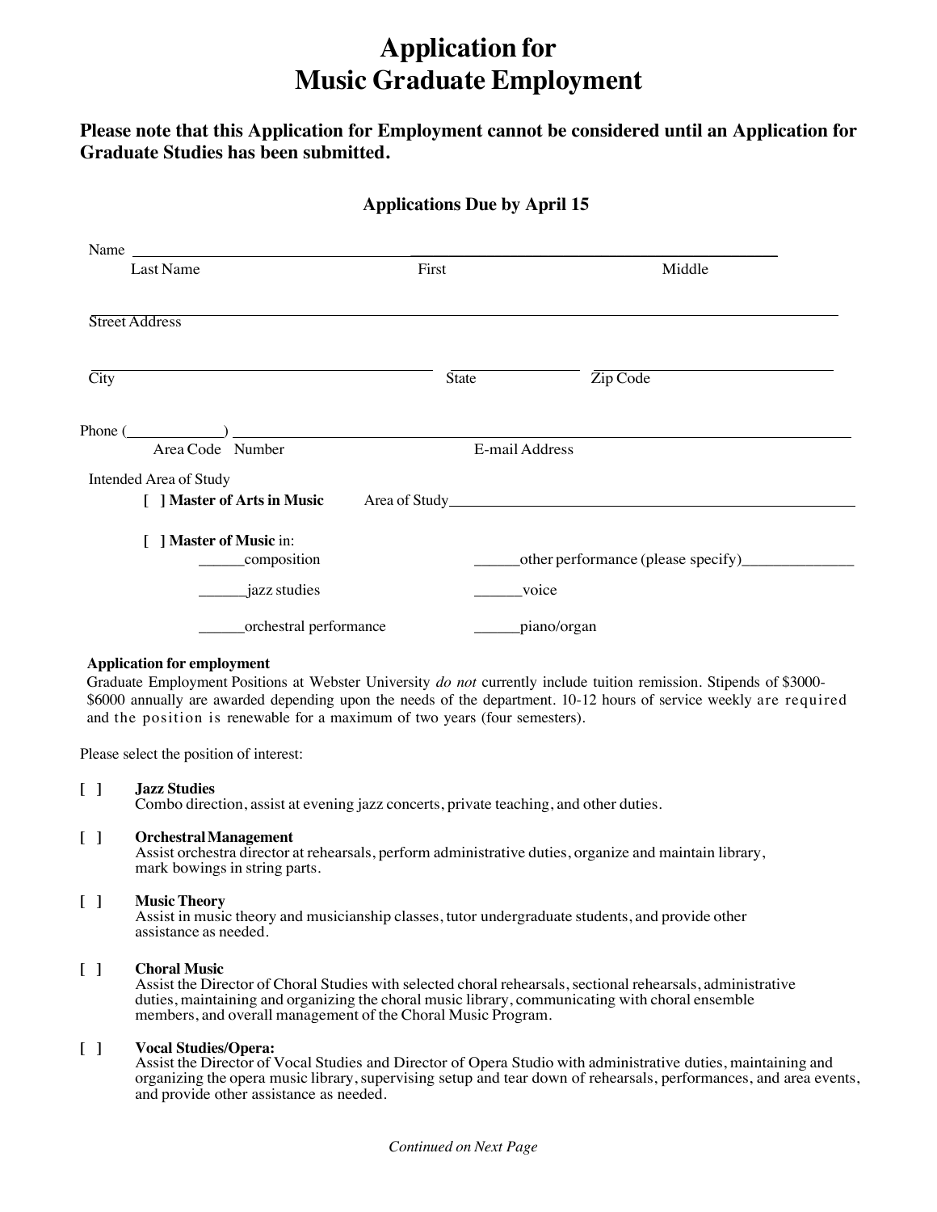# Application for Music Graduate Employment

**Please note that this Application for Employment cannot be considered until an Application for Graduate Studies has been submitted.**

**Applications Due by April 15**

Name ______________________________________________________________________
Last Name First Middle

______________________________________________________________________
Street Address

______________________________ ____________ ____________________
City State Zip Code

Phone (__________) ______________________________________________________
Area Code Number E-mail Address

Intended Area of Study

[ ] **Master of Arts in Music** Area of Study ______________________________

[ ] **Master of Music** in:

______composition ______other performance (please specify)______________

______jazz studies ______voice

______orchestral performance ______piano/organ

**Application for employment**

Graduate Employment Positions at Webster University *do not* currently include tuition remission. Stipends of $3000-$6000 annually are awarded depending upon the needs of the department. 10-12 hours of service weekly are required and the position is renewable for a maximum of two years (four semesters).

Please select the position of interest:

[ ] **Jazz Studies**
Combo direction, assist at evening jazz concerts, private teaching, and other duties.

[ ] **Orchestral Management**
Assist orchestra director at rehearsals, perform administrative duties, organize and maintain library, mark bowings in string parts.

[ ] **Music Theory**
Assist in music theory and musicianship classes, tutor undergraduate students, and provide other assistance as needed.

[ ] **Choral Music**
Assist the Director of Choral Studies with selected choral rehearsals, sectional rehearsals, administrative duties, maintaining and organizing the choral music library, communicating with choral ensemble members, and overall management of the Choral Music Program.

[ ] **Vocal Studies/Opera:**
Assist the Director of Vocal Studies and Director of Opera Studio with administrative duties, maintaining and organizing the opera music library, supervising setup and tear down of rehearsals, performances, and area events, and provide other assistance as needed.

*Continued on Next Page*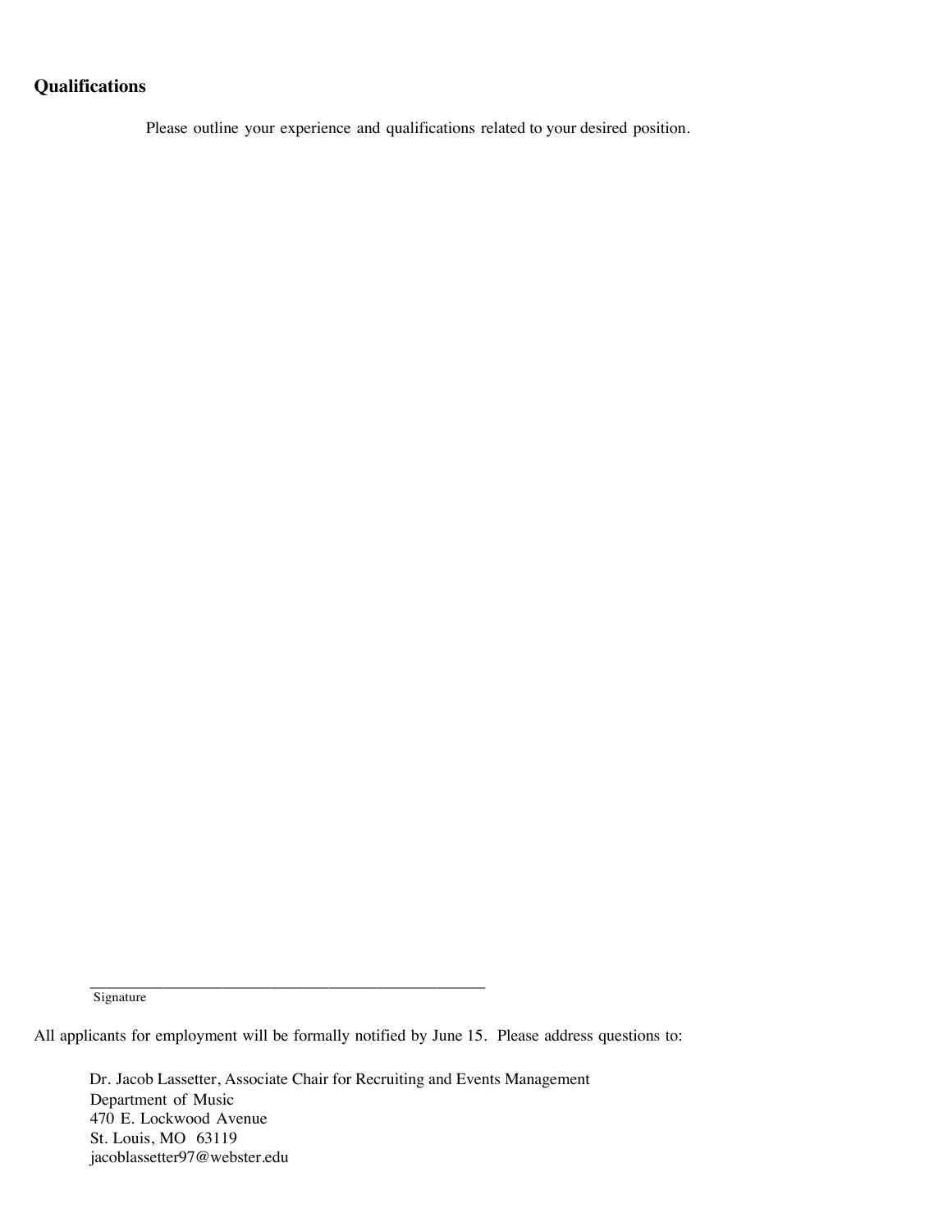## Qualifications

Please outline your experience and qualifications related to your desired position.

\_\_\_\_\_\_\_\_\_\_\_\_\_\_\_\_\_\_\_\_\_\_\_\_\_\_\_\_\_\_\_\_\_\_\_\_\_\_\_\_\_\_\_\_\_\_\_\_

Signature

All applicants for employment will be formally notified by June 15. Please address questions to:

Dr. Jacob Lassetter, Associate Chair for Recruiting and Events Management
Department of Music
470 E. Lockwood Avenue
St. Louis, MO 63119
jacoblassetter97@webster.edu